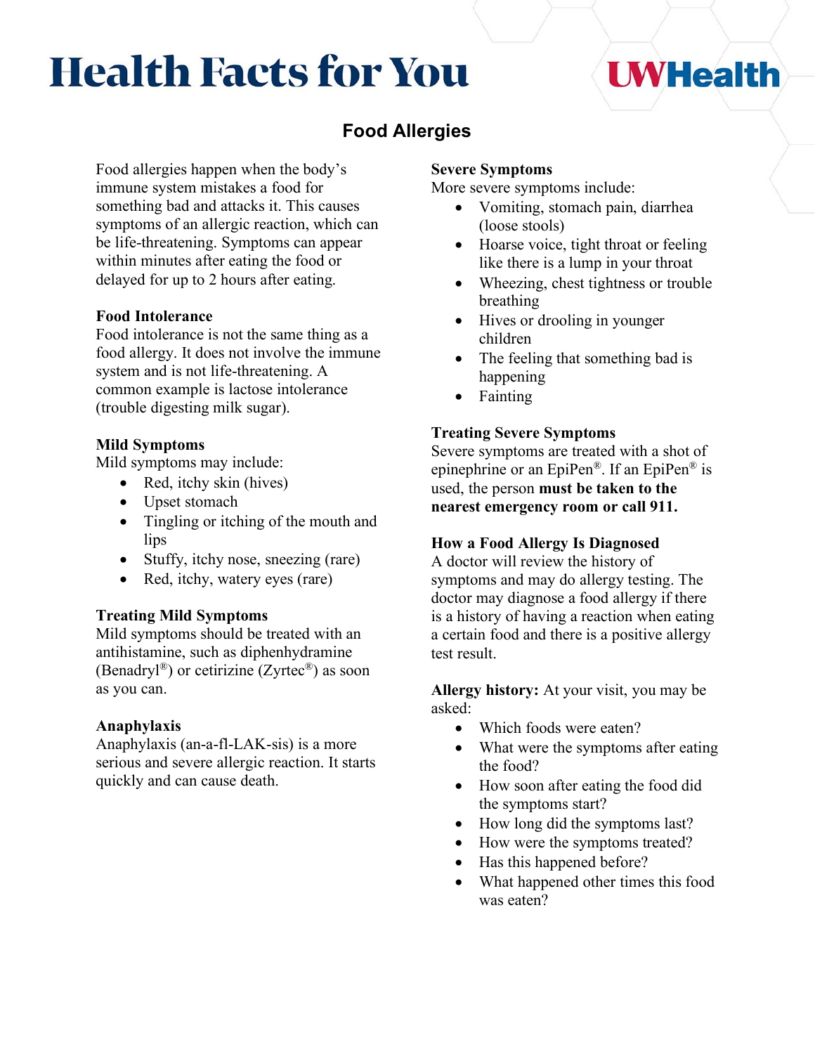# Health Facts for You

UWHealth

## Food Allergies

Food allergies happen when the body's immune system mistakes a food for something bad and attacks it. This causes symptoms of an allergic reaction, which can be life-threatening. Symptoms can appear within minutes after eating the food or delayed for up to 2 hours after eating.

### Food Intolerance

Food intolerance is not the same thing as a food allergy. It does not involve the immune system and is not life-threatening. A common example is lactose intolerance (trouble digesting milk sugar).

### Mild Symptoms

Mild symptoms may include:

- Red, itchy skin (hives)
- Upset stomach
- Tingling or itching of the mouth and lips
- Stuffy, itchy nose, sneezing (rare)
- Red, itchy, watery eyes (rare)

### Treating Mild Symptoms

Mild symptoms should be treated with an antihistamine, such as diphenhydramine (Benadryl®) or cetirizine (Zyrtec®) as soon as you can.

### Anaphylaxis

Anaphylaxis (an-a-fl-LAK-sis) is a more serious and severe allergic reaction. It starts quickly and can cause death.

### Severe Symptoms

More severe symptoms include:

- Vomiting, stomach pain, diarrhea (loose stools)
- Hoarse voice, tight throat or feeling like there is a lump in your throat
- Wheezing, chest tightness or trouble breathing
- Hives or drooling in younger children
- The feeling that something bad is happening
- Fainting

### Treating Severe Symptoms

Severe symptoms are treated with a shot of epinephrine or an EpiPen®. If an EpiPen® is used, the person **must be taken to the nearest emergency room or call 911.**

### How a Food Allergy Is Diagnosed

A doctor will review the history of symptoms and may do allergy testing. The doctor may diagnose a food allergy if there is a history of having a reaction when eating a certain food and there is a positive allergy test result.

**Allergy history:** At your visit, you may be asked:

- Which foods were eaten?
- What were the symptoms after eating the food?
- How soon after eating the food did the symptoms start?
- How long did the symptoms last?
- How were the symptoms treated?
- Has this happened before?
- What happened other times this food was eaten?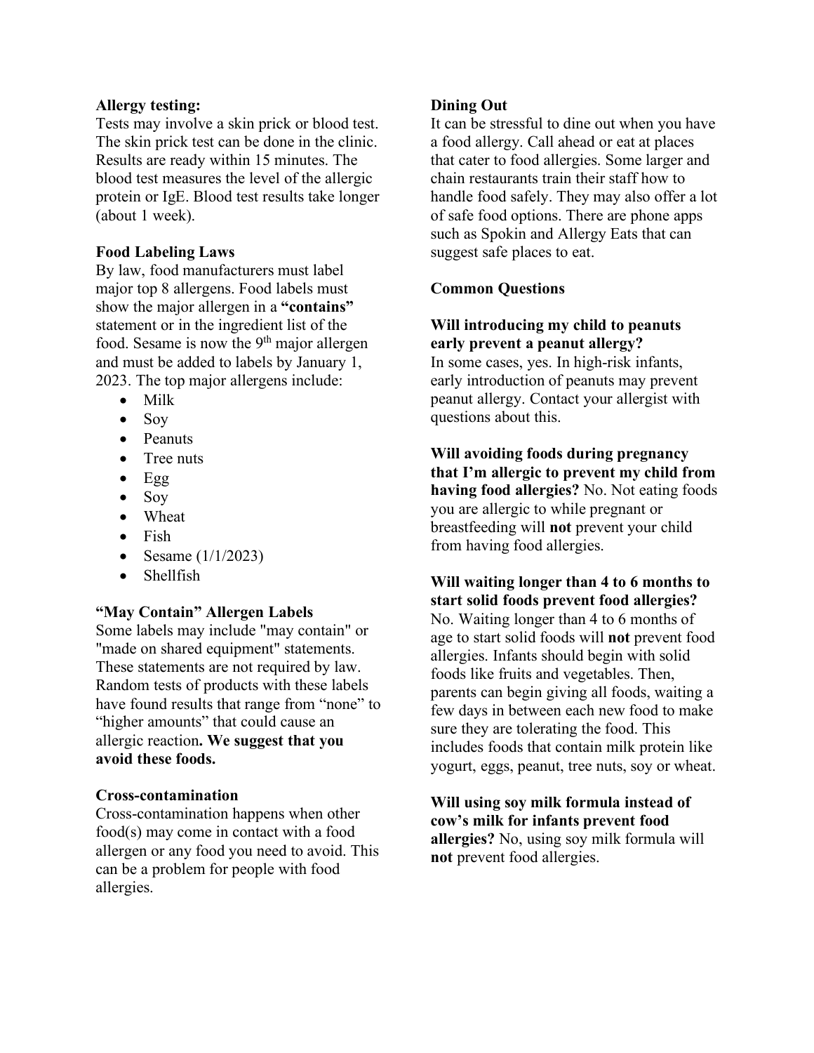**Allergy testing:**
Tests may involve a skin prick or blood test. The skin prick test can be done in the clinic. Results are ready within 15 minutes. The blood test measures the level of the allergic protein or IgE. Blood test results take longer (about 1 week).

**Food Labeling Laws**
By law, food manufacturers must label major top 8 allergens. Food labels must show the major allergen in a **"contains"** statement or in the ingredient list of the food. Sesame is now the 9th major allergen and must be added to labels by January 1, 2023. The top major allergens include:

- Milk
- Soy
- Peanuts
- Tree nuts
- Egg
- Soy
- Wheat
- Fish
- Sesame (1/1/2023)
- Shellfish

**"May Contain" Allergen Labels**
Some labels may include "may contain" or "made on shared equipment" statements. These statements are not required by law. Random tests of products with these labels have found results that range from "none" to "higher amounts" that could cause an allergic reaction**. We suggest that you avoid these foods.**

**Cross-contamination**
Cross-contamination happens when other food(s) may come in contact with a food allergen or any food you need to avoid. This can be a problem for people with food allergies.

**Dining Out**
It can be stressful to dine out when you have a food allergy. Call ahead or eat at places that cater to food allergies. Some larger and chain restaurants train their staff how to handle food safely. They may also offer a lot of safe food options. There are phone apps such as Spokin and Allergy Eats that can suggest safe places to eat.

**Common Questions**

**Will introducing my child to peanuts early prevent a peanut allergy?**
In some cases, yes. In high-risk infants, early introduction of peanuts may prevent peanut allergy. Contact your allergist with questions about this.

**Will avoiding foods during pregnancy that I'm allergic to prevent my child from having food allergies?** No. Not eating foods you are allergic to while pregnant or breastfeeding will **not** prevent your child from having food allergies.

**Will waiting longer than 4 to 6 months to start solid foods prevent food allergies?**
No. Waiting longer than 4 to 6 months of age to start solid foods will **not** prevent food allergies. Infants should begin with solid foods like fruits and vegetables. Then, parents can begin giving all foods, waiting a few days in between each new food to make sure they are tolerating the food. This includes foods that contain milk protein like yogurt, eggs, peanut, tree nuts, soy or wheat.

**Will using soy milk formula instead of cow's milk for infants prevent food allergies?** No, using soy milk formula will **not** prevent food allergies.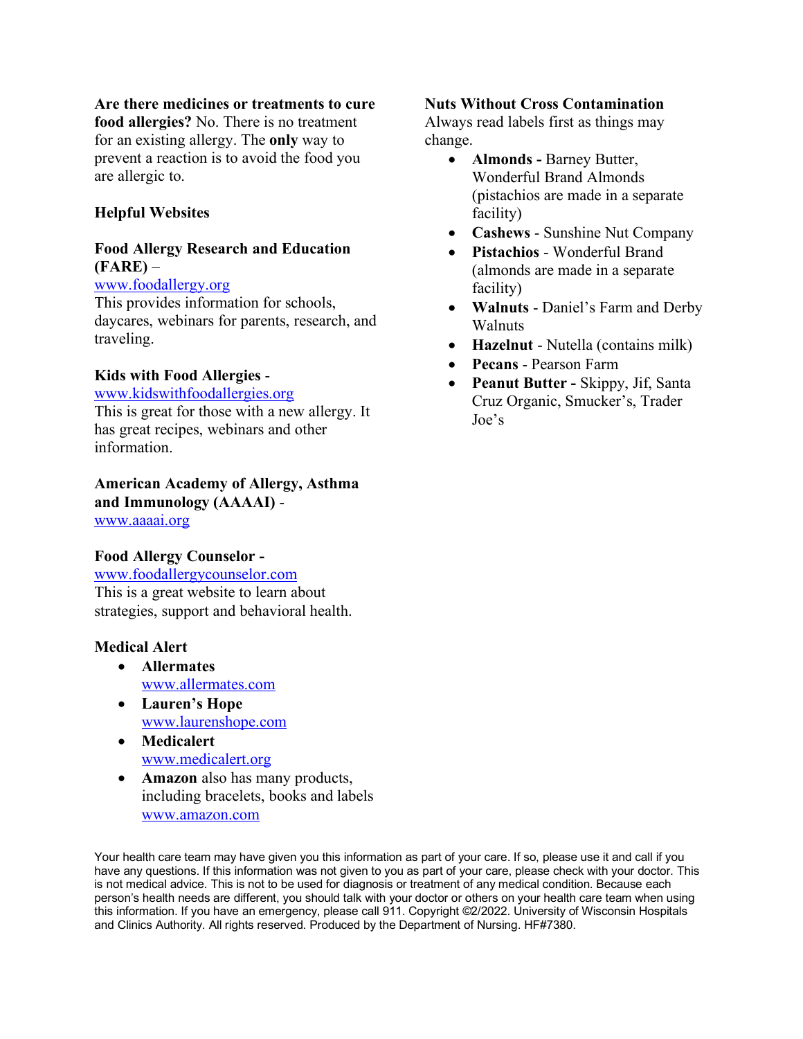**Are there medicines or treatments to cure food allergies?** No. There is no treatment for an existing allergy. The **only** way to prevent a reaction is to avoid the food you are allergic to.

## Helpful Websites

**Food Allergy Research and Education (FARE)** – 
www.foodallergy.org
This provides information for schools, daycares, webinars for parents, research, and traveling.

**Kids with Food Allergies** - 
www.kidswithfoodallergies.org
This is great for those with a new allergy. It has great recipes, webinars and other information.

**American Academy of Allergy, Asthma and Immunology (AAAAI)** - 
www.aaaai.org

**Food Allergy Counselor** - 
www.foodallergycounselor.com
This is a great website to learn about strategies, support and behavioral health.

**Medical Alert**

- **Allermates**
  www.allermates.com
- **Lauren's Hope**
  www.laurenshope.com
- **Medicalert**
  www.medicalert.org
- **Amazon** also has many products, including bracelets, books and labels
  www.amazon.com

**Nuts Without Cross Contamination**
Always read labels first as things may change.

- **Almonds -** Barney Butter, Wonderful Brand Almonds (pistachios are made in a separate facility)
- **Cashews** - Sunshine Nut Company
- **Pistachios** - Wonderful Brand (almonds are made in a separate facility)
- **Walnuts** - Daniel's Farm and Derby Walnuts
- **Hazelnut** - Nutella (contains milk)
- **Pecans** - Pearson Farm
- **Peanut Butter -** Skippy, Jif, Santa Cruz Organic, Smucker's, Trader Joe's

Your health care team may have given you this information as part of your care. If so, please use it and call if you have any questions. If this information was not given to you as part of your care, please check with your doctor. This is not medical advice. This is not to be used for diagnosis or treatment of any medical condition. Because each person's health needs are different, you should talk with your doctor or others on your health care team when using this information. If you have an emergency, please call 911. Copyright ©2/2022. University of Wisconsin Hospitals and Clinics Authority. All rights reserved. Produced by the Department of Nursing. HF#7380.